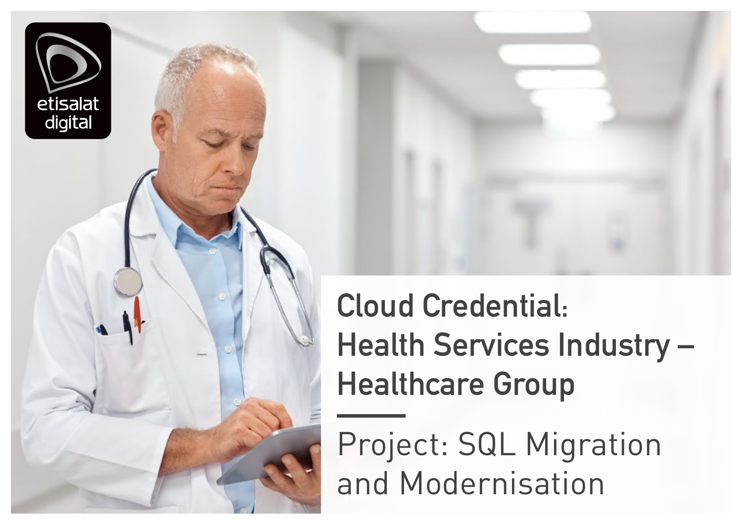etisalat digital

# Cloud Credential: Health Services Industry – Healthcare Group

## Project: SQL Migration and Modernisation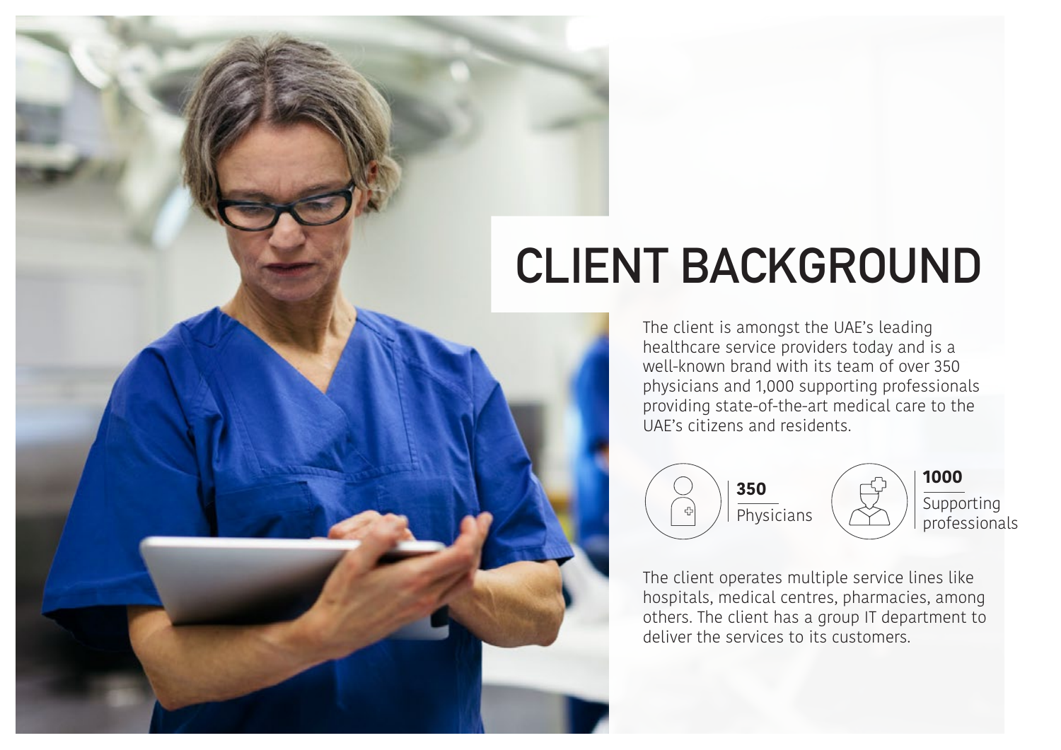# CLIENT BACKGROUND

The client is amongst the UAE's leading healthcare service providers today and is a well-known brand with its team of over 350 physicians and 1,000 supporting professionals providing state-of-the-art medical care to the UAE's citizens and residents.

**350**
Physicians

**1000**
Supporting professionals

The client operates multiple service lines like hospitals, medical centres, pharmacies, among others. The client has a group IT department to deliver the services to its customers.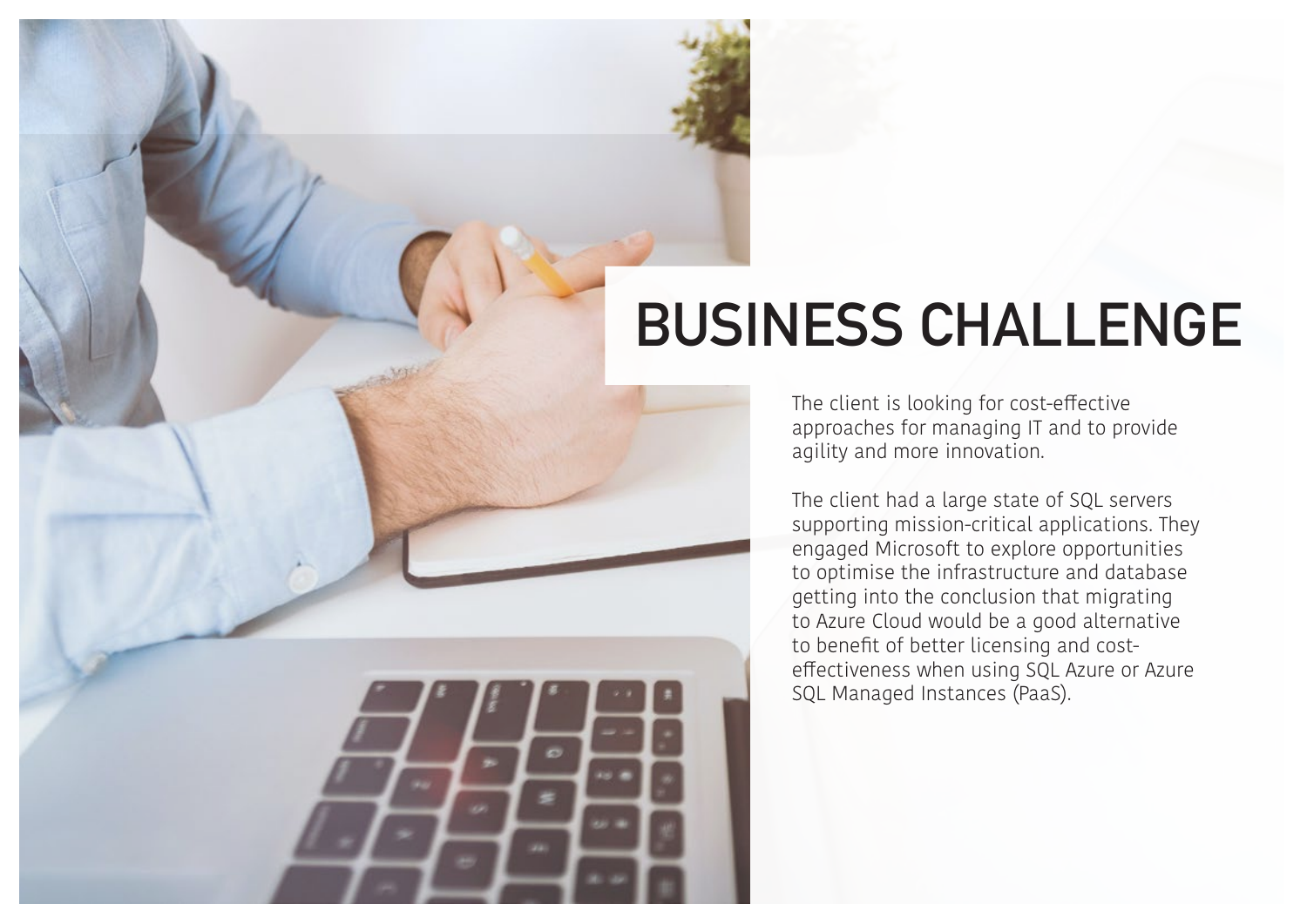# BUSINESS CHALLENGE

The client is looking for cost-effective approaches for managing IT and to provide agility and more innovation.

The client had a large state of SQL servers supporting mission-critical applications. They engaged Microsoft to explore opportunities to optimise the infrastructure and database getting into the conclusion that migrating to Azure Cloud would be a good alternative to benefit of better licensing and cost-effectiveness when using SQL Azure or Azure SQL Managed Instances (PaaS).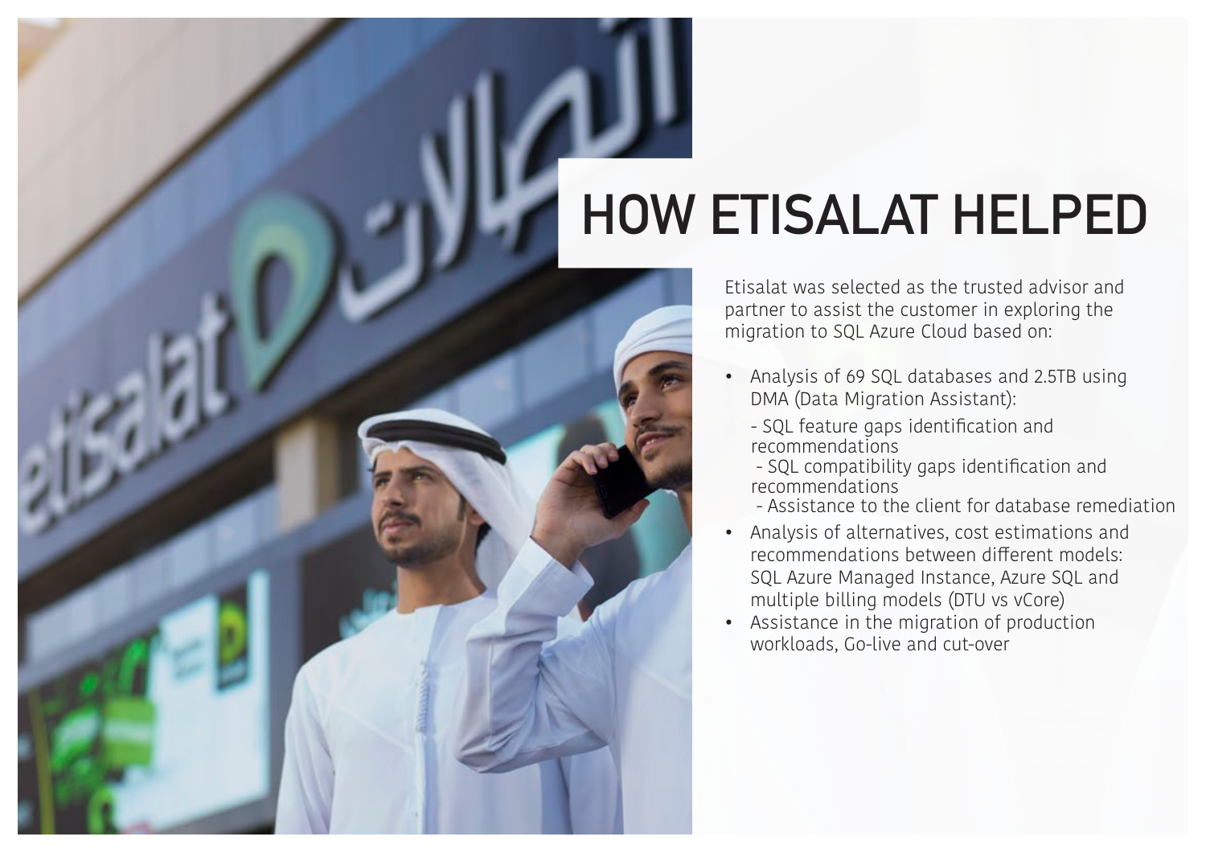# HOW ETISALAT HELPED

Etisalat was selected as the trusted advisor and partner to assist the customer in exploring the migration to SQL Azure Cloud based on:

- Analysis of 69 SQL databases and 2.5TB using DMA (Data Migration Assistant):
  - SQL feature gaps identification and recommendations
  - SQL compatibility gaps identification and recommendations
  - Assistance to the client for database remediation
- Analysis of alternatives, cost estimations and recommendations between different models: SQL Azure Managed Instance, Azure SQL and multiple billing models (DTU vs vCore)
- Assistance in the migration of production workloads, Go-live and cut-over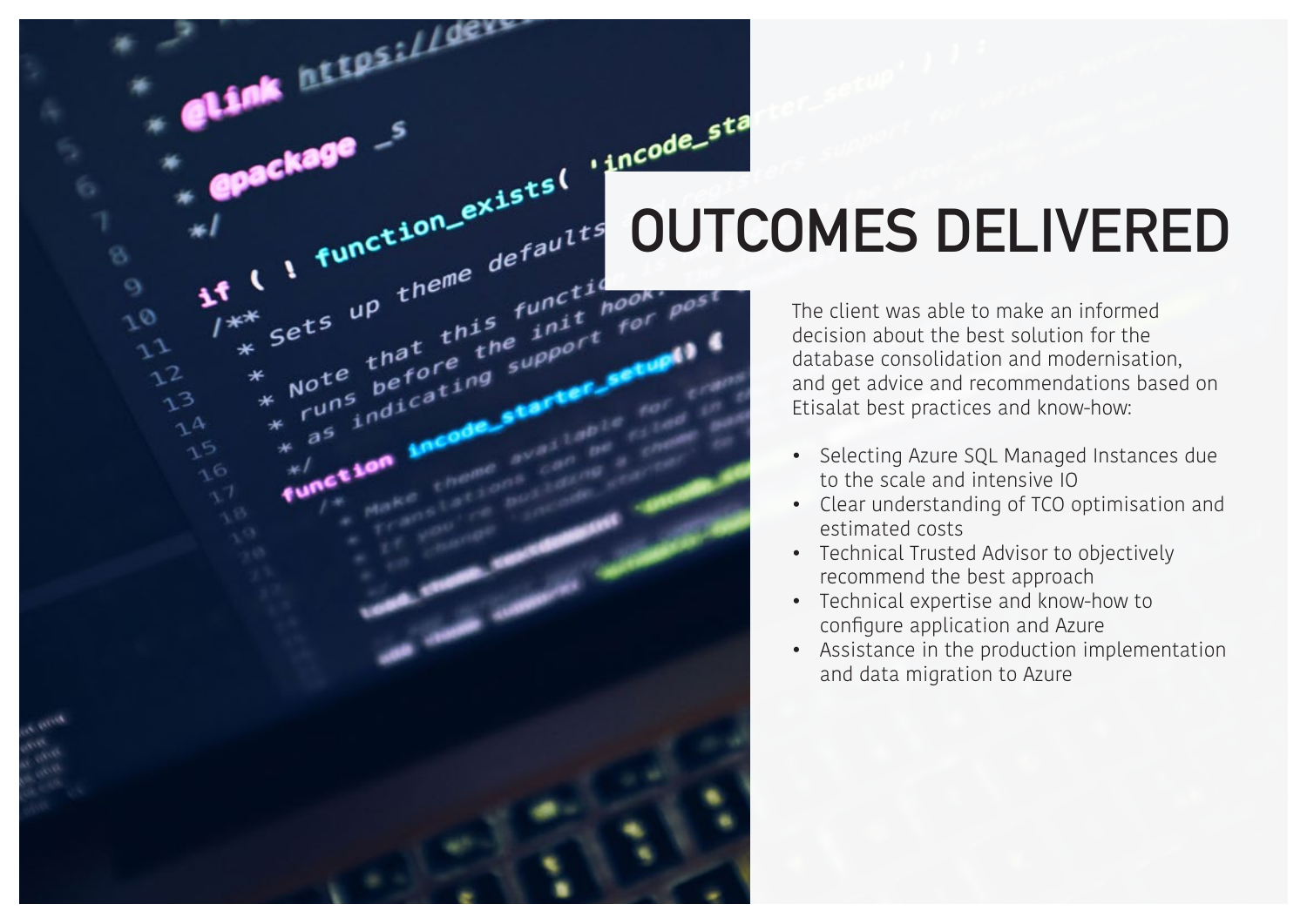# OUTCOMES DELIVERED

The client was able to make an informed decision about the best solution for the database consolidation and modernisation, and get advice and recommendations based on Etisalat best practices and know-how:

- Selecting Azure SQL Managed Instances due to the scale and intensive IO
- Clear understanding of TCO optimisation and estimated costs
- Technical Trusted Advisor to objectively recommend the best approach
- Technical expertise and know-how to configure application and Azure
- Assistance in the production implementation and data migration to Azure